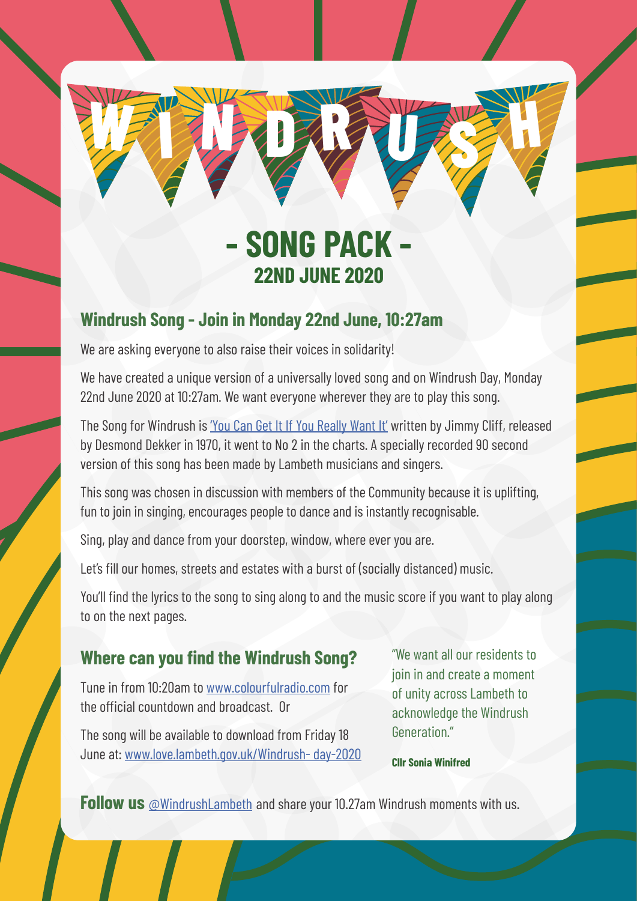# WINDRUSH

## - SONG PACK -
## 22ND JUNE 2020

### Windrush Song - Join in Monday 22nd June, 10:27am

We are asking everyone to also raise their voices in solidarity!

We have created a unique version of a universally loved song and on Windrush Day, Monday 22nd June 2020 at 10:27am. We want everyone wherever they are to play this song.

The Song for Windrush is 'You Can Get It If You Really Want It' written by Jimmy Cliff, released by Desmond Dekker in 1970, it went to No 2 in the charts. A specially recorded 90 second version of this song has been made by Lambeth musicians and singers.

This song was chosen in discussion with members of the Community because it is uplifting, fun to join in singing, encourages people to dance and is instantly recognisable.

Sing, play and dance from your doorstep, window, where ever you are.

Let's fill our homes, streets and estates with a burst of (socially distanced) music.

You'll find the lyrics to the song to sing along to and the music score if you want to play along to on the next pages.

### Where can you find the Windrush Song?

Tune in from 10:20am to www.colourfulradio.com for the official countdown and broadcast. Or

The song will be available to download from Friday 18 June at: www.love.lambeth.gov.uk/Windrush- day-2020

"We want all our residents to join in and create a moment of unity across Lambeth to acknowledge the Windrush Generation."

**Cllr Sonia Winifred**

**Follow us** @WindrushLambeth and share your 10.27am Windrush moments with us.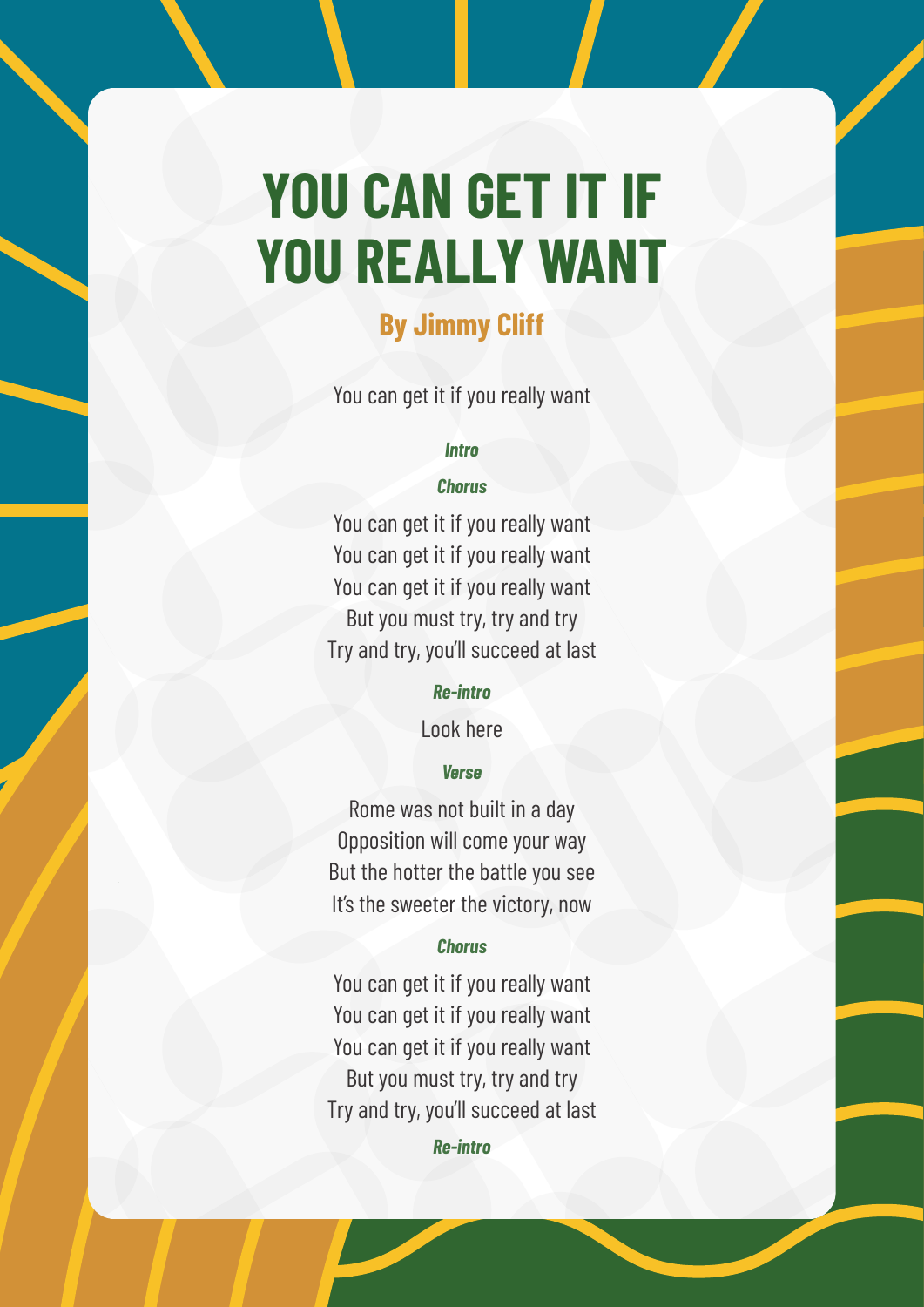# YOU CAN GET IT IF YOU REALLY WANT

## By Jimmy Cliff

You can get it if you really want

***Intro***

***Chorus***

You can get it if you really want
You can get it if you really want
You can get it if you really want
But you must try, try and try
Try and try, you'll succeed at last

***Re-intro***

Look here

***Verse***

Rome was not built in a day
Opposition will come your way
But the hotter the battle you see
It's the sweeter the victory, now

***Chorus***

You can get it if you really want
You can get it if you really want
You can get it if you really want
But you must try, try and try
Try and try, you'll succeed at last

***Re-intro***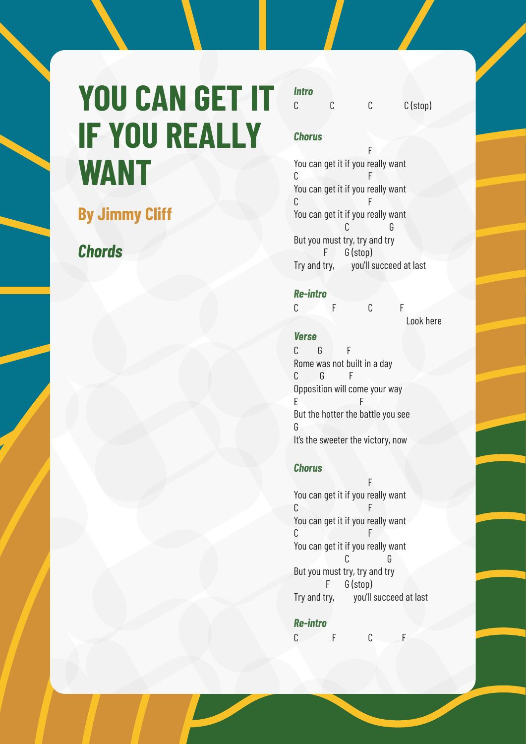# YOU CAN GET IT IF YOU REALLY WANT

## By Jimmy Cliff

### *Chords*

***Intro***

```
C         C          C          C (stop)
```

***Chorus***

```
                         F
You can get it if you really want
C                        F
You can get it if you really want
C                        F
You can get it if you really want
                 C            G
But you must try, try and try
          F      G (stop)
Try and try,       you'll succeed at last
```

***Re-intro***

```
C          F          C          F
                                           Look here
```

***Verse***

```
C      G        F
Rome was not built in a day
C       G        F
Opposition will come your way
E                       F
But the hotter the battle you see
G
It's the sweeter the victory, now
```

***Chorus***

```
                         F
You can get it if you really want
C                        F
You can get it if you really want
C                        F
You can get it if you really want
                 C            G
But you must try, try and try
           F      G (stop)
Try and try,        you'll succeed at last
```

***Re-intro***

```
C          F          C          F
```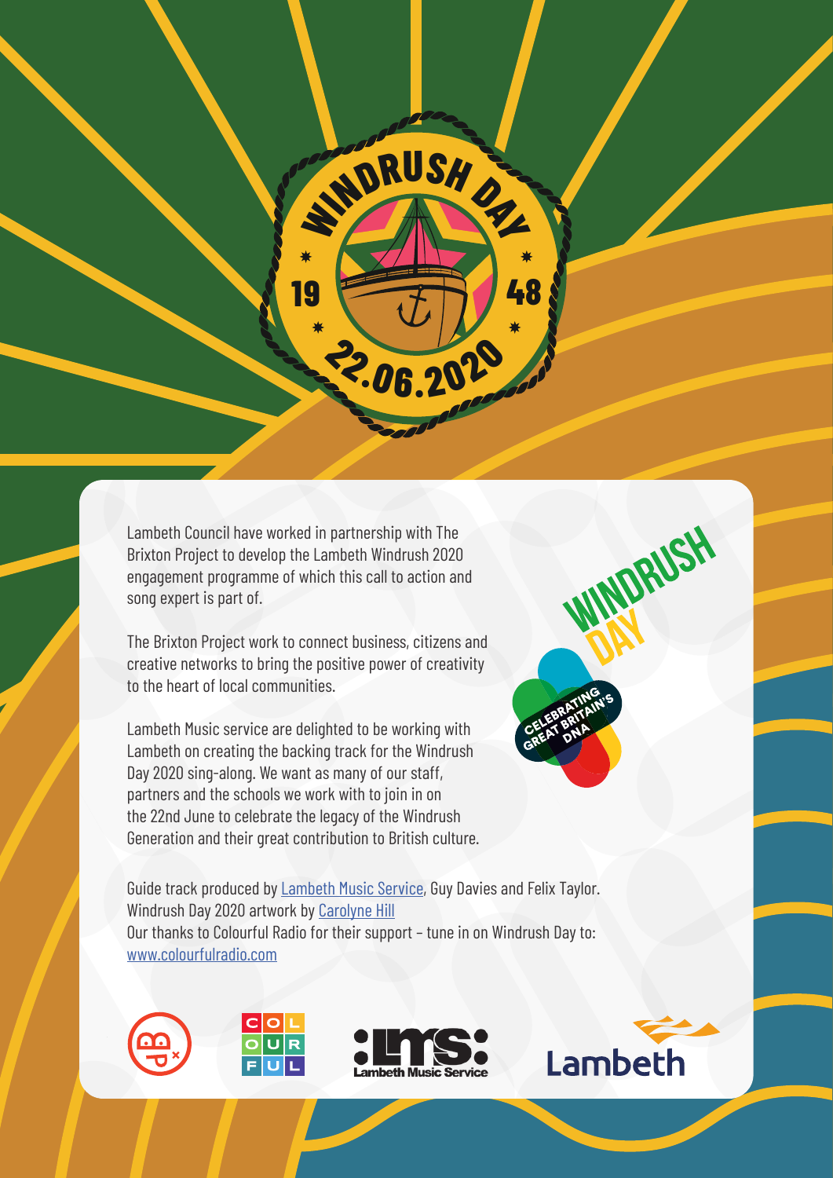Lambeth Council have worked in partnership with The Brixton Project to develop the Lambeth Windrush 2020 engagement programme of which this call to action and song expert is part of.

The Brixton Project work to connect business, citizens and creative networks to bring the positive power of creativity to the heart of local communities.

Lambeth Music service are delighted to be working with Lambeth on creating the backing track for the Windrush Day 2020 sing-along. We want as many of our staff, partners and the schools we work with to join in on the 22nd June to celebrate the legacy of the Windrush Generation and their great contribution to British culture.

Guide track produced by Lambeth Music Service, Guy Davies and Felix Taylor.
Windrush Day 2020 artwork by Carolyne Hill
Our thanks to Colourful Radio for their support – tune in on Windrush Day to:
www.colourfulradio.com